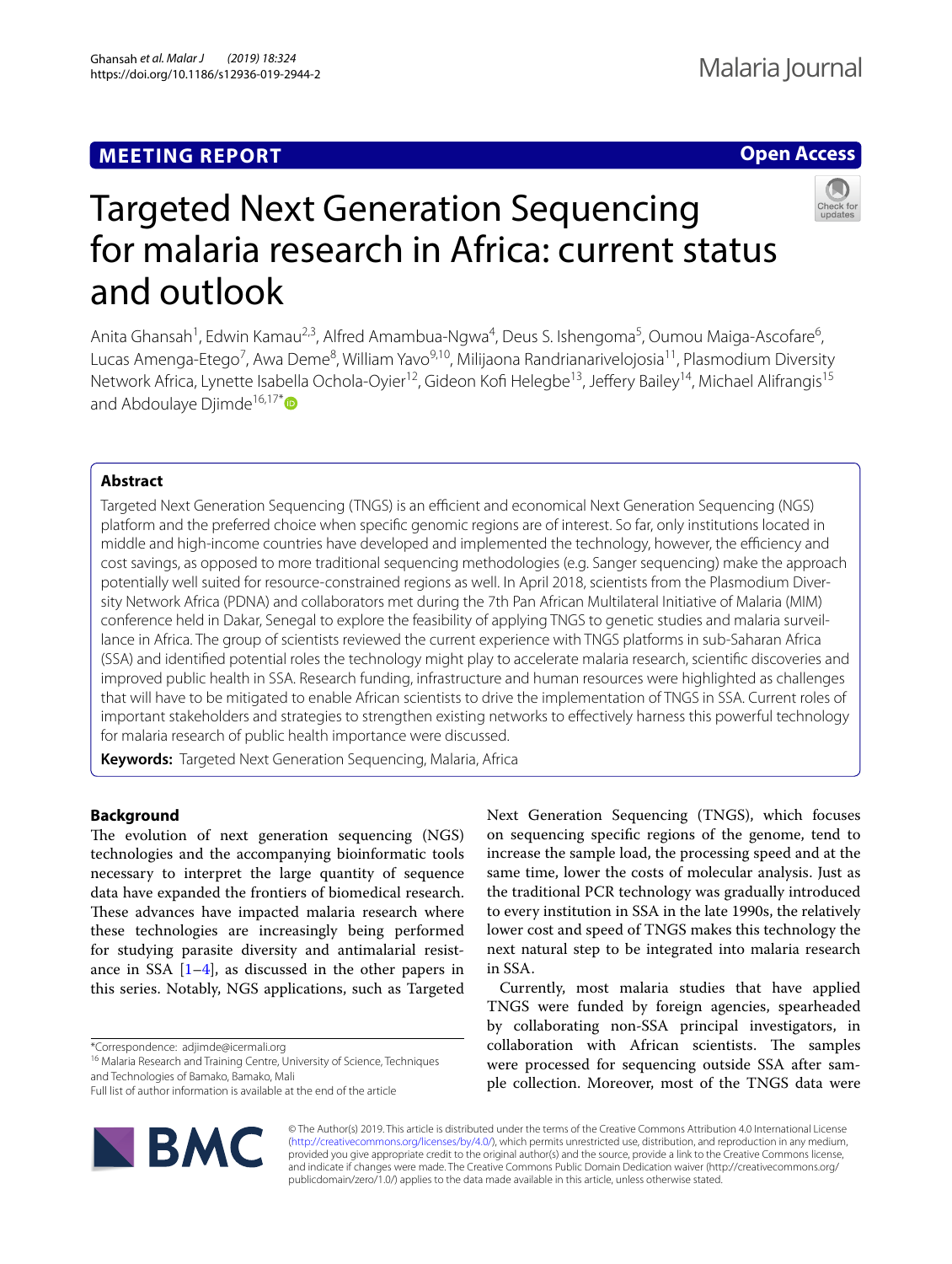MEETING REPORT

Open Access

# Targeted Next Generation Sequencing for malaria research in Africa: current status and outlook

Anita Ghansah[1], Edwin Kamau[2,3], Alfred Amambua-Ngwa[4], Deus S. Ishengoma[5], Oumou Maiga-Ascofare[6], Lucas Amenga-Etego[7], Awa Deme[8], William Yavo[9,10], Milijaona Randrianarivelojosia[11], Plasmodium Diversity Network Africa, Lynette Isabella Ochola-Oyier[12], Gideon Kofi Helegbe[13], Jeffery Bailey[14], Michael Alifrangis[15] and Abdoulaye Djimde[16,17*]

## Abstract

Targeted Next Generation Sequencing (TNGS) is an efficient and economical Next Generation Sequencing (NGS) platform and the preferred choice when specific genomic regions are of interest. So far, only institutions located in middle and high-income countries have developed and implemented the technology, however, the efficiency and cost savings, as opposed to more traditional sequencing methodologies (e.g. Sanger sequencing) make the approach potentially well suited for resource-constrained regions as well. In April 2018, scientists from the Plasmodium Diversity Network Africa (PDNA) and collaborators met during the 7th Pan African Multilateral Initiative of Malaria (MIM) conference held in Dakar, Senegal to explore the feasibility of applying TNGS to genetic studies and malaria surveillance in Africa. The group of scientists reviewed the current experience with TNGS platforms in sub-Saharan Africa (SSA) and identified potential roles the technology might play to accelerate malaria research, scientific discoveries and improved public health in SSA. Research funding, infrastructure and human resources were highlighted as challenges that will have to be mitigated to enable African scientists to drive the implementation of TNGS in SSA. Current roles of important stakeholders and strategies to strengthen existing networks to effectively harness this powerful technology for malaria research of public health importance were discussed.

**Keywords:** Targeted Next Generation Sequencing, Malaria, Africa

## Background

The evolution of next generation sequencing (NGS) technologies and the accompanying bioinformatic tools necessary to interpret the large quantity of sequence data have expanded the frontiers of biomedical research. These advances have impacted malaria research where these technologies are increasingly being performed for studying parasite diversity and antimalarial resistance in SSA [1–4], as discussed in the other papers in this series. Notably, NGS applications, such as Targeted Next Generation Sequencing (TNGS), which focuses on sequencing specific regions of the genome, tend to increase the sample load, the processing speed and at the same time, lower the costs of molecular analysis. Just as the traditional PCR technology was gradually introduced to every institution in SSA in the late 1990s, the relatively lower cost and speed of TNGS makes this technology the next natural step to be integrated into malaria research in SSA.

Currently, most malaria studies that have applied TNGS were funded by foreign agencies, spearheaded by collaborating non-SSA principal investigators, in collaboration with African scientists. The samples were processed for sequencing outside SSA after sample collection. Moreover, most of the TNGS data were

*Correspondence: adjimde@icermali.org
[16] Malaria Research and Training Centre, University of Science, Techniques and Technologies of Bamako, Bamako, Mali
Full list of author information is available at the end of the article

© The Author(s) 2019. This article is distributed under the terms of the Creative Commons Attribution 4.0 International License (http://creativecommons.org/licenses/by/4.0/), which permits unrestricted use, distribution, and reproduction in any medium, provided you give appropriate credit to the original author(s) and the source, provide a link to the Creative Commons license, and indicate if changes were made. The Creative Commons Public Domain Dedication waiver (http://creativecommons.org/publicdomain/zero/1.0/) applies to the data made available in this article, unless otherwise stated.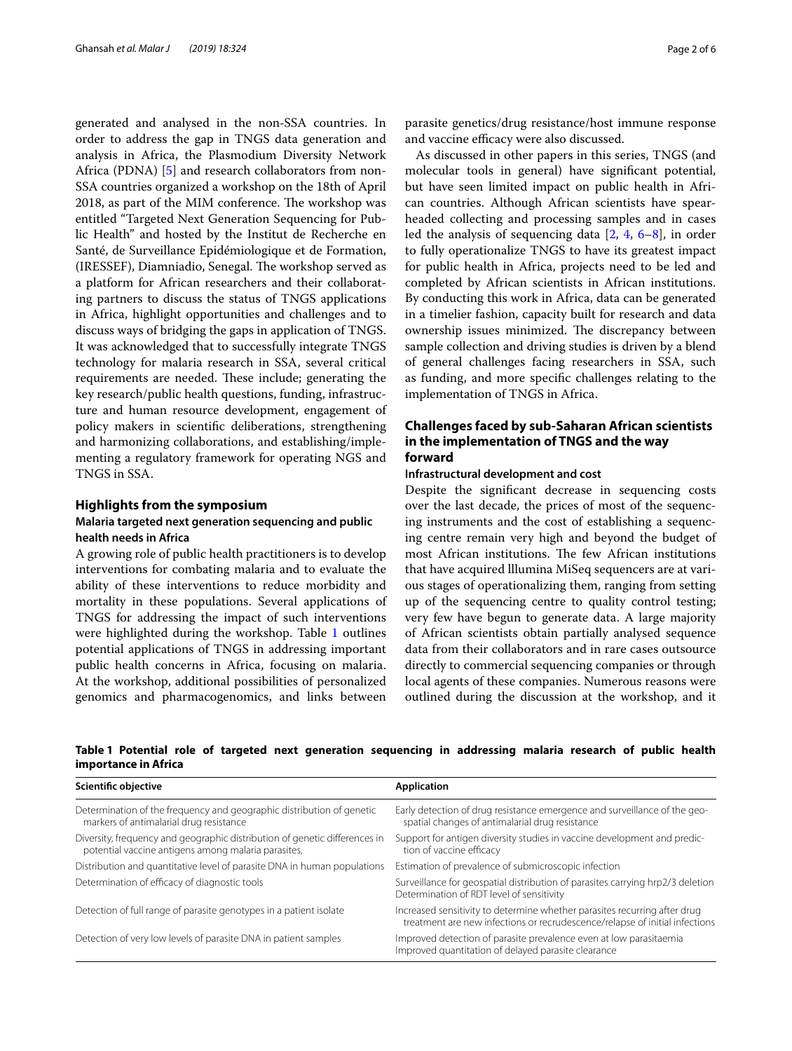generated and analysed in the non-SSA countries. In order to address the gap in TNGS data generation and analysis in Africa, the Plasmodium Diversity Network Africa (PDNA) [5] and research collaborators from non-SSA countries organized a workshop on the 18th of April 2018, as part of the MIM conference. The workshop was entitled "Targeted Next Generation Sequencing for Public Health" and hosted by the Institut de Recherche en Santé, de Surveillance Epidémiologique et de Formation, (IRESSEF), Diamniadio, Senegal. The workshop served as a platform for African researchers and their collaborating partners to discuss the status of TNGS applications in Africa, highlight opportunities and challenges and to discuss ways of bridging the gaps in application of TNGS. It was acknowledged that to successfully integrate TNGS technology for malaria research in SSA, several critical requirements are needed. These include; generating the key research/public health questions, funding, infrastructure and human resource development, engagement of policy makers in scientific deliberations, strengthening and harmonizing collaborations, and establishing/implementing a regulatory framework for operating NGS and TNGS in SSA.

## Highlights from the symposium

### Malaria targeted next generation sequencing and public health needs in Africa

A growing role of public health practitioners is to develop interventions for combating malaria and to evaluate the ability of these interventions to reduce morbidity and mortality in these populations. Several applications of TNGS for addressing the impact of such interventions were highlighted during the workshop. Table 1 outlines potential applications of TNGS in addressing important public health concerns in Africa, focusing on malaria. At the workshop, additional possibilities of personalized genomics and pharmacogenomics, and links between parasite genetics/drug resistance/host immune response and vaccine efficacy were also discussed.

As discussed in other papers in this series, TNGS (and molecular tools in general) have significant potential, but have seen limited impact on public health in African countries. Although African scientists have spearheaded collecting and processing samples and in cases led the analysis of sequencing data [2, 4, 6–8], in order to fully operationalize TNGS to have its greatest impact for public health in Africa, projects need to be led and completed by African scientists in African institutions. By conducting this work in Africa, data can be generated in a timelier fashion, capacity built for research and data ownership issues minimized. The discrepancy between sample collection and driving studies is driven by a blend of general challenges facing researchers in SSA, such as funding, and more specific challenges relating to the implementation of TNGS in Africa.

## Challenges faced by sub-Saharan African scientists in the implementation of TNGS and the way forward

### Infrastructural development and cost

Despite the significant decrease in sequencing costs over the last decade, the prices of most of the sequencing instruments and the cost of establishing a sequencing centre remain very high and beyond the budget of most African institutions. The few African institutions that have acquired lllumina MiSeq sequencers are at various stages of operationalizing them, ranging from setting up of the sequencing centre to quality control testing; very few have begun to generate data. A large majority of African scientists obtain partially analysed sequence data from their collaborators and in rare cases outsource directly to commercial sequencing companies or through local agents of these companies. Numerous reasons were outlined during the discussion at the workshop, and it

**Table 1 Potential role of targeted next generation sequencing in addressing malaria research of public health importance in Africa**

| Scientific objective | Application |
|---|---|
| Determination of the frequency and geographic distribution of genetic markers of antimalarial drug resistance | Early detection of drug resistance emergence and surveillance of the geospatial changes of antimalarial drug resistance |
| Diversity, frequency and geographic distribution of genetic differences in potential vaccine antigens among malaria parasites, | Support for antigen diversity studies in vaccine development and prediction of vaccine efficacy |
| Distribution and quantitative level of parasite DNA in human populations | Estimation of prevalence of submicroscopic infection |
| Determination of efficacy of diagnostic tools | Surveillance for geospatial distribution of parasites carrying hrp2/3 deletion<br>Determination of RDT level of sensitivity |
| Detection of full range of parasite genotypes in a patient isolate | Increased sensitivity to determine whether parasites recurring after drug treatment are new infections or recrudescence/relapse of initial infections |
| Detection of very low levels of parasite DNA in patient samples | Improved detection of parasite prevalence even at low parasitaemia<br>Improved quantitation of delayed parasite clearance |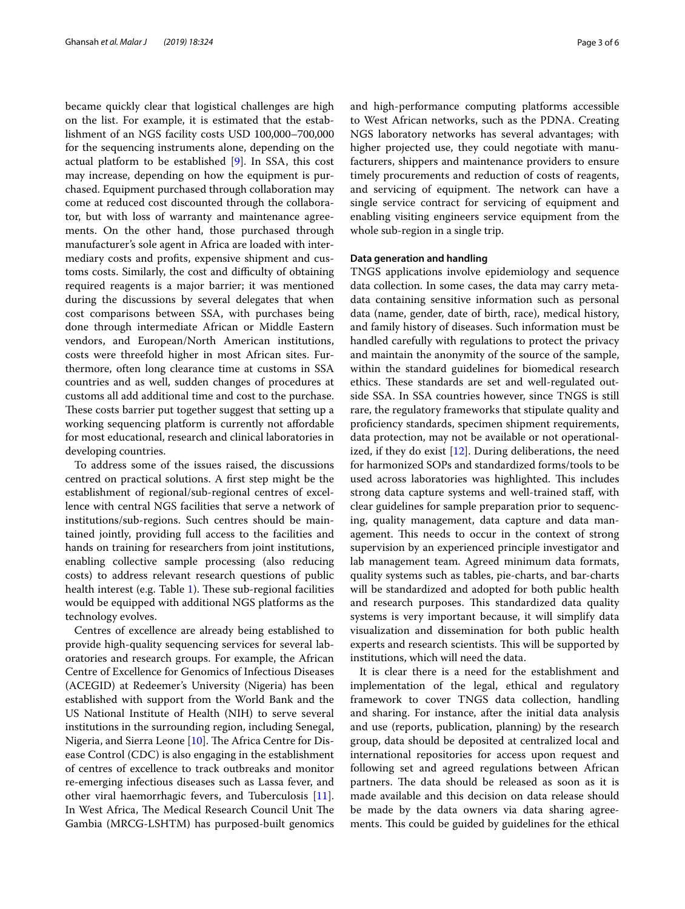became quickly clear that logistical challenges are high on the list. For example, it is estimated that the establishment of an NGS facility costs USD 100,000–700,000 for the sequencing instruments alone, depending on the actual platform to be established [9]. In SSA, this cost may increase, depending on how the equipment is purchased. Equipment purchased through collaboration may come at reduced cost discounted through the collaborator, but with loss of warranty and maintenance agreements. On the other hand, those purchased through manufacturer's sole agent in Africa are loaded with intermediary costs and profits, expensive shipment and customs costs. Similarly, the cost and difficulty of obtaining required reagents is a major barrier; it was mentioned during the discussions by several delegates that when cost comparisons between SSA, with purchases being done through intermediate African or Middle Eastern vendors, and European/North American institutions, costs were threefold higher in most African sites. Furthermore, often long clearance time at customs in SSA countries and as well, sudden changes of procedures at customs all add additional time and cost to the purchase. These costs barrier put together suggest that setting up a working sequencing platform is currently not affordable for most educational, research and clinical laboratories in developing countries.

To address some of the issues raised, the discussions centred on practical solutions. A first step might be the establishment of regional/sub-regional centres of excellence with central NGS facilities that serve a network of institutions/sub-regions. Such centres should be maintained jointly, providing full access to the facilities and hands on training for researchers from joint institutions, enabling collective sample processing (also reducing costs) to address relevant research questions of public health interest (e.g. Table 1). These sub-regional facilities would be equipped with additional NGS platforms as the technology evolves.

Centres of excellence are already being established to provide high-quality sequencing services for several laboratories and research groups. For example, the African Centre of Excellence for Genomics of Infectious Diseases (ACEGID) at Redeemer's University (Nigeria) has been established with support from the World Bank and the US National Institute of Health (NIH) to serve several institutions in the surrounding region, including Senegal, Nigeria, and Sierra Leone [10]. The Africa Centre for Disease Control (CDC) is also engaging in the establishment of centres of excellence to track outbreaks and monitor re-emerging infectious diseases such as Lassa fever, and other viral haemorrhagic fevers, and Tuberculosis [11]. In West Africa, The Medical Research Council Unit The Gambia (MRCG-LSHTM) has purposed-built genomics and high-performance computing platforms accessible to West African networks, such as the PDNA. Creating NGS laboratory networks has several advantages; with higher projected use, they could negotiate with manufacturers, shippers and maintenance providers to ensure timely procurements and reduction of costs of reagents, and servicing of equipment. The network can have a single service contract for servicing of equipment and enabling visiting engineers service equipment from the whole sub-region in a single trip.

### Data generation and handling

TNGS applications involve epidemiology and sequence data collection. In some cases, the data may carry metadata containing sensitive information such as personal data (name, gender, date of birth, race), medical history, and family history of diseases. Such information must be handled carefully with regulations to protect the privacy and maintain the anonymity of the source of the sample, within the standard guidelines for biomedical research ethics. These standards are set and well-regulated outside SSA. In SSA countries however, since TNGS is still rare, the regulatory frameworks that stipulate quality and proficiency standards, specimen shipment requirements, data protection, may not be available or not operationalized, if they do exist [12]. During deliberations, the need for harmonized SOPs and standardized forms/tools to be used across laboratories was highlighted. This includes strong data capture systems and well-trained staff, with clear guidelines for sample preparation prior to sequencing, quality management, data capture and data management. This needs to occur in the context of strong supervision by an experienced principle investigator and lab management team. Agreed minimum data formats, quality systems such as tables, pie-charts, and bar-charts will be standardized and adopted for both public health and research purposes. This standardized data quality systems is very important because, it will simplify data visualization and dissemination for both public health experts and research scientists. This will be supported by institutions, which will need the data.

It is clear there is a need for the establishment and implementation of the legal, ethical and regulatory framework to cover TNGS data collection, handling and sharing. For instance, after the initial data analysis and use (reports, publication, planning) by the research group, data should be deposited at centralized local and international repositories for access upon request and following set and agreed regulations between African partners. The data should be released as soon as it is made available and this decision on data release should be made by the data owners via data sharing agreements. This could be guided by guidelines for the ethical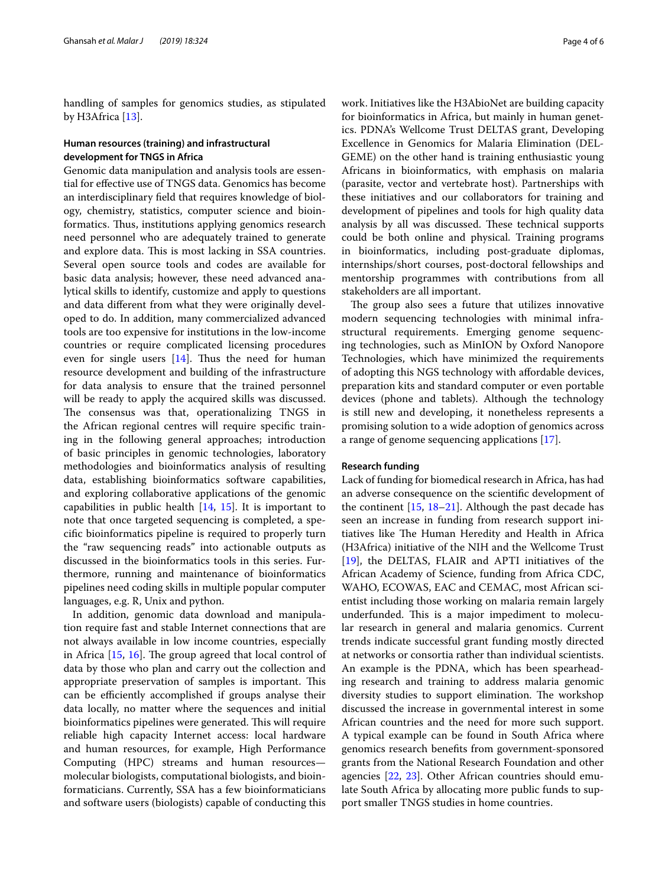handling of samples for genomics studies, as stipulated by H3Africa [13].

### Human resources (training) and infrastructural development for TNGS in Africa

Genomic data manipulation and analysis tools are essential for effective use of TNGS data. Genomics has become an interdisciplinary field that requires knowledge of biology, chemistry, statistics, computer science and bioinformatics. Thus, institutions applying genomics research need personnel who are adequately trained to generate and explore data. This is most lacking in SSA countries. Several open source tools and codes are available for basic data analysis; however, these need advanced analytical skills to identify, customize and apply to questions and data different from what they were originally developed to do. In addition, many commercialized advanced tools are too expensive for institutions in the low-income countries or require complicated licensing procedures even for single users [14]. Thus the need for human resource development and building of the infrastructure for data analysis to ensure that the trained personnel will be ready to apply the acquired skills was discussed. The consensus was that, operationalizing TNGS in the African regional centres will require specific training in the following general approaches; introduction of basic principles in genomic technologies, laboratory methodologies and bioinformatics analysis of resulting data, establishing bioinformatics software capabilities, and exploring collaborative applications of the genomic capabilities in public health [14, 15]. It is important to note that once targeted sequencing is completed, a specific bioinformatics pipeline is required to properly turn the "raw sequencing reads" into actionable outputs as discussed in the bioinformatics tools in this series. Furthermore, running and maintenance of bioinformatics pipelines need coding skills in multiple popular computer languages, e.g. R, Unix and python.

In addition, genomic data download and manipulation require fast and stable Internet connections that are not always available in low income countries, especially in Africa [15, 16]. The group agreed that local control of data by those who plan and carry out the collection and appropriate preservation of samples is important. This can be efficiently accomplished if groups analyse their data locally, no matter where the sequences and initial bioinformatics pipelines were generated. This will require reliable high capacity Internet access: local hardware and human resources, for example, High Performance Computing (HPC) streams and human resources—molecular biologists, computational biologists, and bioinformaticians. Currently, SSA has a few bioinformaticians and software users (biologists) capable of conducting this work. Initiatives like the H3AbioNet are building capacity for bioinformatics in Africa, but mainly in human genetics. PDNA's Wellcome Trust DELTAS grant, Developing Excellence in Genomics for Malaria Elimination (DELGEME) on the other hand is training enthusiastic young Africans in bioinformatics, with emphasis on malaria (parasite, vector and vertebrate host). Partnerships with these initiatives and our collaborators for training and development of pipelines and tools for high quality data analysis by all was discussed. These technical supports could be both online and physical. Training programs in bioinformatics, including post-graduate diplomas, internships/short courses, post-doctoral fellowships and mentorship programmes with contributions from all stakeholders are all important.

The group also sees a future that utilizes innovative modern sequencing technologies with minimal infrastructural requirements. Emerging genome sequencing technologies, such as MinION by Oxford Nanopore Technologies, which have minimized the requirements of adopting this NGS technology with affordable devices, preparation kits and standard computer or even portable devices (phone and tablets). Although the technology is still new and developing, it nonetheless represents a promising solution to a wide adoption of genomics across a range of genome sequencing applications [17].

### Research funding

Lack of funding for biomedical research in Africa, has had an adverse consequence on the scientific development of the continent [15, 18–21]. Although the past decade has seen an increase in funding from research support initiatives like The Human Heredity and Health in Africa (H3Africa) initiative of the NIH and the Wellcome Trust [19], the DELTAS, FLAIR and APTI initiatives of the African Academy of Science, funding from Africa CDC, WAHO, ECOWAS, EAC and CEMAC, most African scientist including those working on malaria remain largely underfunded. This is a major impediment to molecular research in general and malaria genomics. Current trends indicate successful grant funding mostly directed at networks or consortia rather than individual scientists. An example is the PDNA, which has been spearheading research and training to address malaria genomic diversity studies to support elimination. The workshop discussed the increase in governmental interest in some African countries and the need for more such support. A typical example can be found in South Africa where genomics research benefits from government-sponsored grants from the National Research Foundation and other agencies [22, 23]. Other African countries should emulate South Africa by allocating more public funds to support smaller TNGS studies in home countries.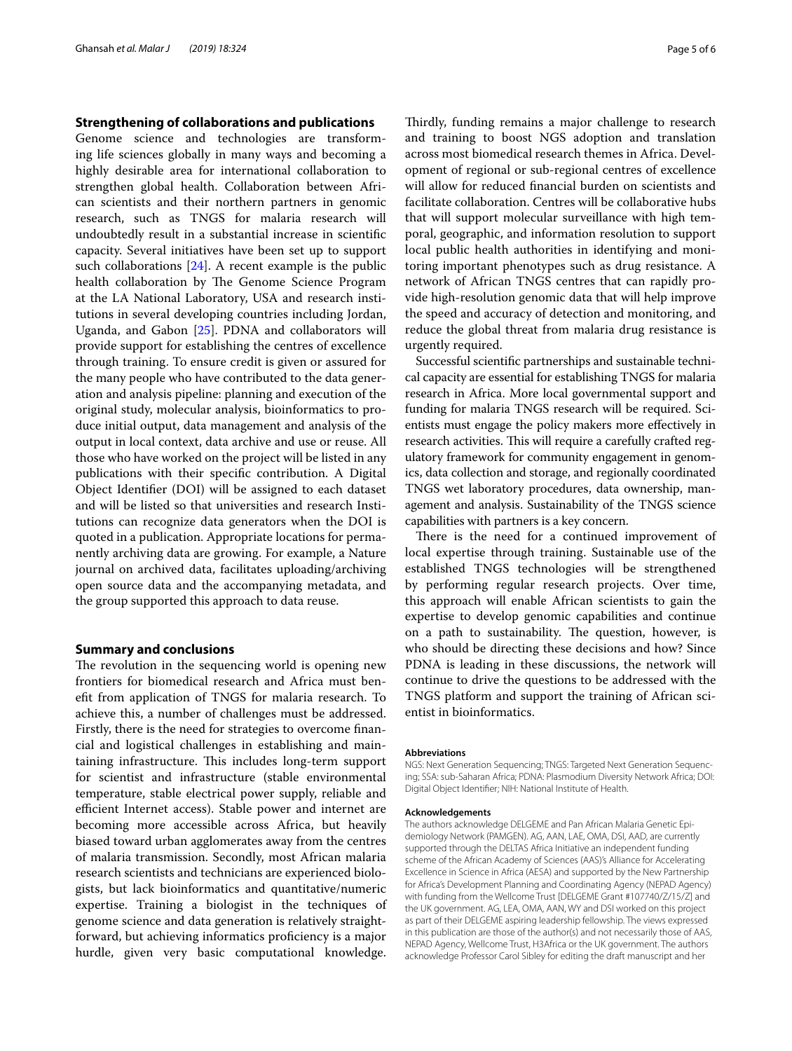## Strengthening of collaborations and publications

Genome science and technologies are transforming life sciences globally in many ways and becoming a highly desirable area for international collaboration to strengthen global health. Collaboration between African scientists and their northern partners in genomic research, such as TNGS for malaria research will undoubtedly result in a substantial increase in scientific capacity. Several initiatives have been set up to support such collaborations [24]. A recent example is the public health collaboration by The Genome Science Program at the LA National Laboratory, USA and research institutions in several developing countries including Jordan, Uganda, and Gabon [25]. PDNA and collaborators will provide support for establishing the centres of excellence through training. To ensure credit is given or assured for the many people who have contributed to the data generation and analysis pipeline: planning and execution of the original study, molecular analysis, bioinformatics to produce initial output, data management and analysis of the output in local context, data archive and use or reuse. All those who have worked on the project will be listed in any publications with their specific contribution. A Digital Object Identifier (DOI) will be assigned to each dataset and will be listed so that universities and research Institutions can recognize data generators when the DOI is quoted in a publication. Appropriate locations for permanently archiving data are growing. For example, a Nature journal on archived data, facilitates uploading/archiving open source data and the accompanying metadata, and the group supported this approach to data reuse.

## Summary and conclusions

The revolution in the sequencing world is opening new frontiers for biomedical research and Africa must benefit from application of TNGS for malaria research. To achieve this, a number of challenges must be addressed. Firstly, there is the need for strategies to overcome financial and logistical challenges in establishing and maintaining infrastructure. This includes long-term support for scientist and infrastructure (stable environmental temperature, stable electrical power supply, reliable and efficient Internet access). Stable power and internet are becoming more accessible across Africa, but heavily biased toward urban agglomerates away from the centres of malaria transmission. Secondly, most African malaria research scientists and technicians are experienced biologists, but lack bioinformatics and quantitative/numeric expertise. Training a biologist in the techniques of genome science and data generation is relatively straightforward, but achieving informatics proficiency is a major hurdle, given very basic computational knowledge. Thirdly, funding remains a major challenge to research and training to boost NGS adoption and translation across most biomedical research themes in Africa. Development of regional or sub-regional centres of excellence will allow for reduced financial burden on scientists and facilitate collaboration. Centres will be collaborative hubs that will support molecular surveillance with high temporal, geographic, and information resolution to support local public health authorities in identifying and monitoring important phenotypes such as drug resistance. A network of African TNGS centres that can rapidly provide high-resolution genomic data that will help improve the speed and accuracy of detection and monitoring, and reduce the global threat from malaria drug resistance is urgently required.

Successful scientific partnerships and sustainable technical capacity are essential for establishing TNGS for malaria research in Africa. More local governmental support and funding for malaria TNGS research will be required. Scientists must engage the policy makers more effectively in research activities. This will require a carefully crafted regulatory framework for community engagement in genomics, data collection and storage, and regionally coordinated TNGS wet laboratory procedures, data ownership, management and analysis. Sustainability of the TNGS science capabilities with partners is a key concern.

There is the need for a continued improvement of local expertise through training. Sustainable use of the established TNGS technologies will be strengthened by performing regular research projects. Over time, this approach will enable African scientists to gain the expertise to develop genomic capabilities and continue on a path to sustainability. The question, however, is who should be directing these decisions and how? Since PDNA is leading in these discussions, the network will continue to drive the questions to be addressed with the TNGS platform and support the training of African scientist in bioinformatics.

#### Abbreviations

NGS: Next Generation Sequencing; TNGS: Targeted Next Generation Sequencing; SSA: sub-Saharan Africa; PDNA: Plasmodium Diversity Network Africa; DOI: Digital Object Identifier; NIH: National Institute of Health.

#### Acknowledgements

The authors acknowledge DELGEME and Pan African Malaria Genetic Epidemiology Network (PAMGEN). AG, AAN, LAE, OMA, DSI, AAD, are currently supported through the DELTAS Africa Initiative an independent funding scheme of the African Academy of Sciences (AAS)'s Alliance for Accelerating Excellence in Science in Africa (AESA) and supported by the New Partnership for Africa's Development Planning and Coordinating Agency (NEPAD Agency) with funding from the Wellcome Trust [DELGEME Grant #107740/Z/15/Z] and the UK government. AG, LEA, OMA, AAN, WY and DSI worked on this project as part of their DELGEME aspiring leadership fellowship. The views expressed in this publication are those of the author(s) and not necessarily those of AAS, NEPAD Agency, Wellcome Trust, H3Africa or the UK government. The authors acknowledge Professor Carol Sibley for editing the draft manuscript and her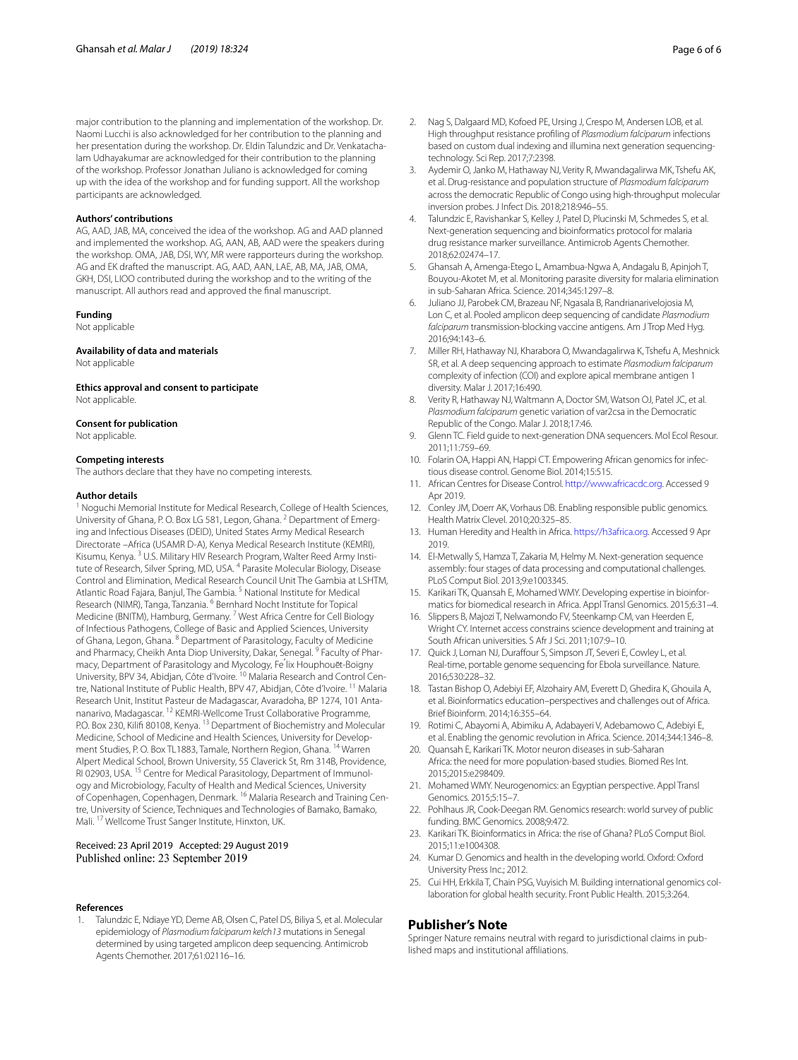major contribution to the planning and implementation of the workshop. Dr. Naomi Lucchi is also acknowledged for her contribution to the planning and her presentation during the workshop. Dr. Eldin Talundzic and Dr. Venkatachalam Udhayakumar are acknowledged for their contribution to the planning of the workshop. Professor Jonathan Juliano is acknowledged for coming up with the idea of the workshop and for funding support. All the workshop participants are acknowledged.

### Authors' contributions

AG, AAD, JAB, MA, conceived the idea of the workshop. AG and AAD planned and implemented the workshop. AG, AAN, AB, AAD were the speakers during the workshop. OMA, JAB, DSI, WY, MR were rapporteurs during the workshop. AG and EK drafted the manuscript. AG, AAD, AAN, LAE, AB, MA, JAB, OMA, GKH, DSI, LIOO contributed during the workshop and to the writing of the manuscript. All authors read and approved the final manuscript.

### Funding

Not applicable

### Availability of data and materials

Not applicable

### Ethics approval and consent to participate

Not applicable.

### Consent for publication

Not applicable.

### Competing interests

The authors declare that they have no competing interests.

### Author details

[1] Noguchi Memorial Institute for Medical Research, College of Health Sciences, University of Ghana, P. O. Box LG 581, Legon, Ghana. [2] Department of Emerging and Infectious Diseases (DEID), United States Army Medical Research Directorate –Africa (USAMR D-A), Kenya Medical Research Institute (KEMRI), Kisumu, Kenya. [3] U.S. Military HIV Research Program, Walter Reed Army Institute of Research, Silver Spring, MD, USA. [4] Parasite Molecular Biology, Disease Control and Elimination, Medical Research Council Unit The Gambia at LSHTM, Atlantic Road Fajara, Banjul, The Gambia. [5] National Institute for Medical Research (NIMR), Tanga, Tanzania. [6] Bernhard Nocht Institute for Topical Medicine (BNITM), Hamburg, Germany. [7] West Africa Centre for Cell Biology of Infectious Pathogens, College of Basic and Applied Sciences, University of Ghana, Legon, Ghana. [8] Department of Parasitology, Faculty of Medicine and Pharmacy, Cheikh Anta Diop University, Dakar, Senegal. [9] Faculty of Pharmacy, Department of Parasitology and Mycology, Félix Houphouët-Boigny University, BPV 34, Abidjan, Côte d'Ivoire. [10] Malaria Research and Control Centre, National Institute of Public Health, BPV 47, Abidjan, Côte d'Ivoire. [11] Malaria Research Unit, Institut Pasteur de Madagascar, Avaradoha, BP 1274, 101 Antananarivo, Madagascar. [12] KEMRI-Wellcome Trust Collaborative Programme, P.O. Box 230, Kilifi 80108, Kenya. [13] Department of Biochemistry and Molecular Medicine, School of Medicine and Health Sciences, University for Development Studies, P. O. Box TL1883, Tamale, Northern Region, Ghana. [14] Warren Alpert Medical School, Brown University, 55 Claverick St, Rm 314B, Providence, RI 02903, USA. [15] Centre for Medical Parasitology, Department of Immunology and Microbiology, Faculty of Health and Medical Sciences, University of Copenhagen, Copenhagen, Denmark. [16] Malaria Research and Training Centre, University of Science, Techniques and Technologies of Bamako, Bamako, Mali. [17] Wellcome Trust Sanger Institute, Hinxton, UK.

Received: 23 April 2019 Accepted: 29 August 2019
Published online: 23 September 2019

### References

1. Talundzic E, Ndiaye YD, Deme AB, Olsen C, Patel DS, Biliya S, et al. Molecular epidemiology of *Plasmodium falciparum kelch13* mutations in Senegal determined by using targeted amplicon deep sequencing. Antimicrob Agents Chemother. 2017;61:02116–16.
2. Nag S, Dalgaard MD, Kofoed PE, Ursing J, Crespo M, Andersen LOB, et al. High throughput resistance profiling of *Plasmodium falciparum* infections based on custom dual indexing and illumina next generation sequencing-technology. Sci Rep. 2017;7:2398.
3. Aydemir O, Janko M, Hathaway NJ, Verity R, Mwandagalirwa MK, Tshefu AK, et al. Drug-resistance and population structure of *Plasmodium falciparum* across the democratic Republic of Congo using high-throughput molecular inversion probes. J Infect Dis. 2018;218:946–55.
4. Talundzic E, Ravishankar S, Kelley J, Patel D, Plucinski M, Schmedes S, et al. Next-generation sequencing and bioinformatics protocol for malaria drug resistance marker surveillance. Antimicrob Agents Chemother. 2018;62:02474–17.
5. Ghansah A, Amenga-Etego L, Amambua-Ngwa A, Andagalu B, Apinjoh T, Bouyou-Akotet M, et al. Monitoring parasite diversity for malaria elimination in sub-Saharan Africa. Science. 2014;345:1297–8.
6. Juliano JJ, Parobek CM, Brazeau NF, Ngasala B, Randrianarivelojosia M, Lon C, et al. Pooled amplicon deep sequencing of candidate *Plasmodium falciparum* transmission-blocking vaccine antigens. Am J Trop Med Hyg. 2016;94:143–6.
7. Miller RH, Hathaway NJ, Kharabora O, Mwandagalirwa K, Tshefu A, Meshnick SR, et al. A deep sequencing approach to estimate *Plasmodium falciparum* complexity of infection (COI) and explore apical membrane antigen 1 diversity. Malar J. 2017;16:490.
8. Verity R, Hathaway NJ, Waltmann A, Doctor SM, Watson OJ, Patel JC, et al. *Plasmodium falciparum* genetic variation of var2csa in the Democratic Republic of the Congo. Malar J. 2018;17:46.
9. Glenn TC. Field guide to next-generation DNA sequencers. Mol Ecol Resour. 2011;11:759–69.
10. Folarin OA, Happi AN, Happi CT. Empowering African genomics for infectious disease control. Genome Biol. 2014;15:515.
11. African Centres for Disease Control. http://www.africacdc.org. Accessed 9 Apr 2019.
12. Conley JM, Doerr AK, Vorhaus DB. Enabling responsible public genomics. Health Matrix Clevel. 2010;20:325–85.
13. Human Heredity and Health in Africa. https://h3africa.org. Accessed 9 Apr 2019.
14. El-Metwally S, Hamza T, Zakaria M, Helmy M. Next-generation sequence assembly: four stages of data processing and computational challenges. PLoS Comput Biol. 2013;9:e1003345.
15. Karikari TK, Quansah E, Mohamed WMY. Developing expertise in bioinformatics for biomedical research in Africa. Appl Transl Genomics. 2015;6:31–4.
16. Slippers B, Majozi T, Nelwamondo FV, Steenkamp CM, van Heerden E, Wright CY. Internet access constrains science development and training at South African universities. S Afr J Sci. 2011;107:9–10.
17. Quick J, Loman NJ, Duraffour S, Simpson JT, Severi E, Cowley L, et al. Real-time, portable genome sequencing for Ebola surveillance. Nature. 2016;530:228–32.
18. Tastan Bishop O, Adebiyi EF, Alzohairy AM, Everett D, Ghedira K, Ghouila A, et al. Bioinformatics education–perspectives and challenges out of Africa. Brief Bioinform. 2014;16:355–64.
19. Rotimi C, Abayomi A, Abimiku A, Adabayeri V, Adebamowo C, Adebiyi E, et al. Enabling the genomic revolution in Africa. Science. 2014;344:1346–8.
20. Quansah E, Karikari TK. Motor neuron diseases in sub-Saharan Africa: the need for more population-based studies. Biomed Res Int. 2015;2015:e298409.
21. Mohamed WMY. Neurogenomics: an Egyptian perspective. Appl Transl Genomics. 2015;5:15–7.
22. Pohlhaus JR, Cook-Deegan RM. Genomics research: world survey of public funding. BMC Genomics. 2008;9:472.
23. Karikari TK. Bioinformatics in Africa: the rise of Ghana? PLoS Comput Biol. 2015;11:e1004308.
24. Kumar D. Genomics and health in the developing world. Oxford: Oxford University Press Inc.; 2012.
25. Cui HH, Erkkila T, Chain PSG, Vuyisich M. Building international genomics collaboration for global health security. Front Public Health. 2015;3:264.

## Publisher's Note

Springer Nature remains neutral with regard to jurisdictional claims in published maps and institutional affiliations.